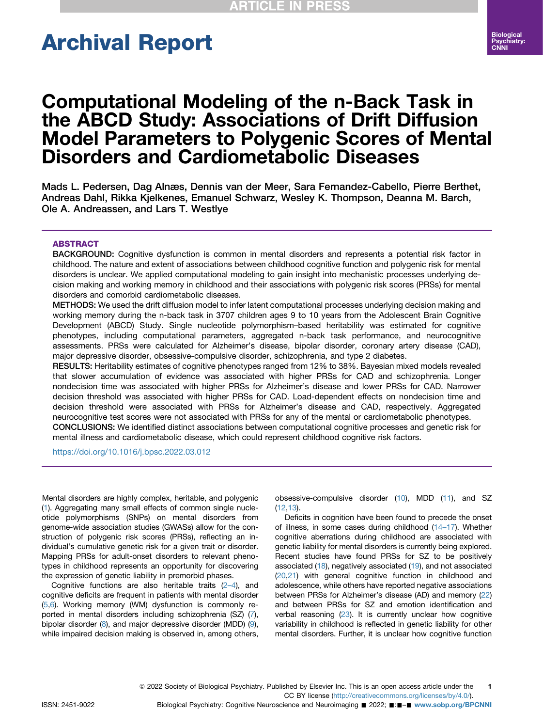# Archival Report

# Computational Modeling of the n-Back Task in the ABCD Study: Associations of Drift Diffusion Model Parameters to Polygenic Scores of Mental Disorders and Cardiometabolic Diseases

Mads L. Pedersen, Dag Alnæs, Dennis van der Meer, Sara Fernandez-Cabello, Pierre Berthet, Andreas Dahl, Rikka Kjelkenes, Emanuel Schwarz, Wesley K. Thompson, Deanna M. Barch, Ole A. Andreassen, and Lars T. Westlye

## ABSTRACT

**BACKGROUND:** Cognitive dysfunction is common in mental disorders and represents a potential risk factor in childhood. The nature and extent of associations between childhood cognitive function and polygenic risk for mental disorders is unclear. We applied computational modeling to gain insight into mechanistic processes underlying decision making and working memory in childhood and their associations with polygenic risk scores (PRSs) for mental disorders and comorbid cardiometabolic diseases.

**METHODS:** We used the drift diffusion model to infer latent computational processes underlying decision making and working memory during the n-back task in 3707 children ages 9 to 10 years from the Adolescent Brain Cognitive Development (ABCD) Study. Single nucleotide polymorphism–based heritability was estimated for cognitive phenotypes, including computational parameters, aggregated n-back task performance, and neurocognitive assessments. PRSs were calculated for Alzheimer's disease, bipolar disorder, coronary artery disease (CAD), major depressive disorder, obsessive-compulsive disorder, schizophrenia, and type 2 diabetes.

**RESULTS:** Heritability estimates of cognitive phenotypes ranged from 12% to 38%. Bayesian mixed models revealed that slower accumulation of evidence was associated with higher PRSs for CAD and schizophrenia. Longer nondecision time was associated with higher PRSs for Alzheimer's disease and lower PRSs for CAD. Narrower decision threshold was associated with higher PRSs for CAD. Load-dependent effects on nondecision time and decision threshold were associated with PRSs for Alzheimer's disease and CAD, respectively. Aggregated neurocognitive test scores were not associated with PRSs for any of the mental or cardiometabolic phenotypes.

**CONCLUSIONS:** We identified distinct associations between computational cognitive processes and genetic risk for mental illness and cardiometabolic disease, which could represent childhood cognitive risk factors.

https://doi.org/10.1016/j.bpsc.2022.03.012

Mental disorders are highly complex, heritable, and polygenic (1). Aggregating many small effects of common single nucleotide polymorphisms (SNPs) on mental disorders from genome-wide association studies (GWASs) allow for the construction of polygenic risk scores (PRSs), reflecting an individual's cumulative genetic risk for a given trait or disorder. Mapping PRSs for adult-onset disorders to relevant phenotypes in childhood represents an opportunity for discovering the expression of genetic liability in premorbid phases.

Cognitive functions are also heritable traits (2–4), and cognitive deficits are frequent in patients with mental disorder (5,6). Working memory (WM) dysfunction is commonly reported in mental disorders including schizophrenia (SZ) (7), bipolar disorder (8), and major depressive disorder (MDD) (9), while impaired decision making is observed in, among others, obsessive-compulsive disorder (10), MDD (11), and SZ (12,13).

Deficits in cognition have been found to precede the onset of illness, in some cases during childhood (14–17). Whether cognitive aberrations during childhood are associated with genetic liability for mental disorders is currently being explored. Recent studies have found PRSs for SZ to be positively associated (18), negatively associated (19), and not associated (20,21) with general cognitive function in childhood and adolescence, while others have reported negative associations between PRSs for Alzheimer's disease (AD) and memory (22) and between PRSs for SZ and emotion identification and verbal reasoning (23). It is currently unclear how cognitive variability in childhood is reflected in genetic liability for other mental disorders. Further, it is unclear how cognitive function

© 2022 Society of Biological Psychiatry. Published by Elsevier Inc. This is an open access article under the CC BY license (http://creativecommons.org/licenses/by/4.0/).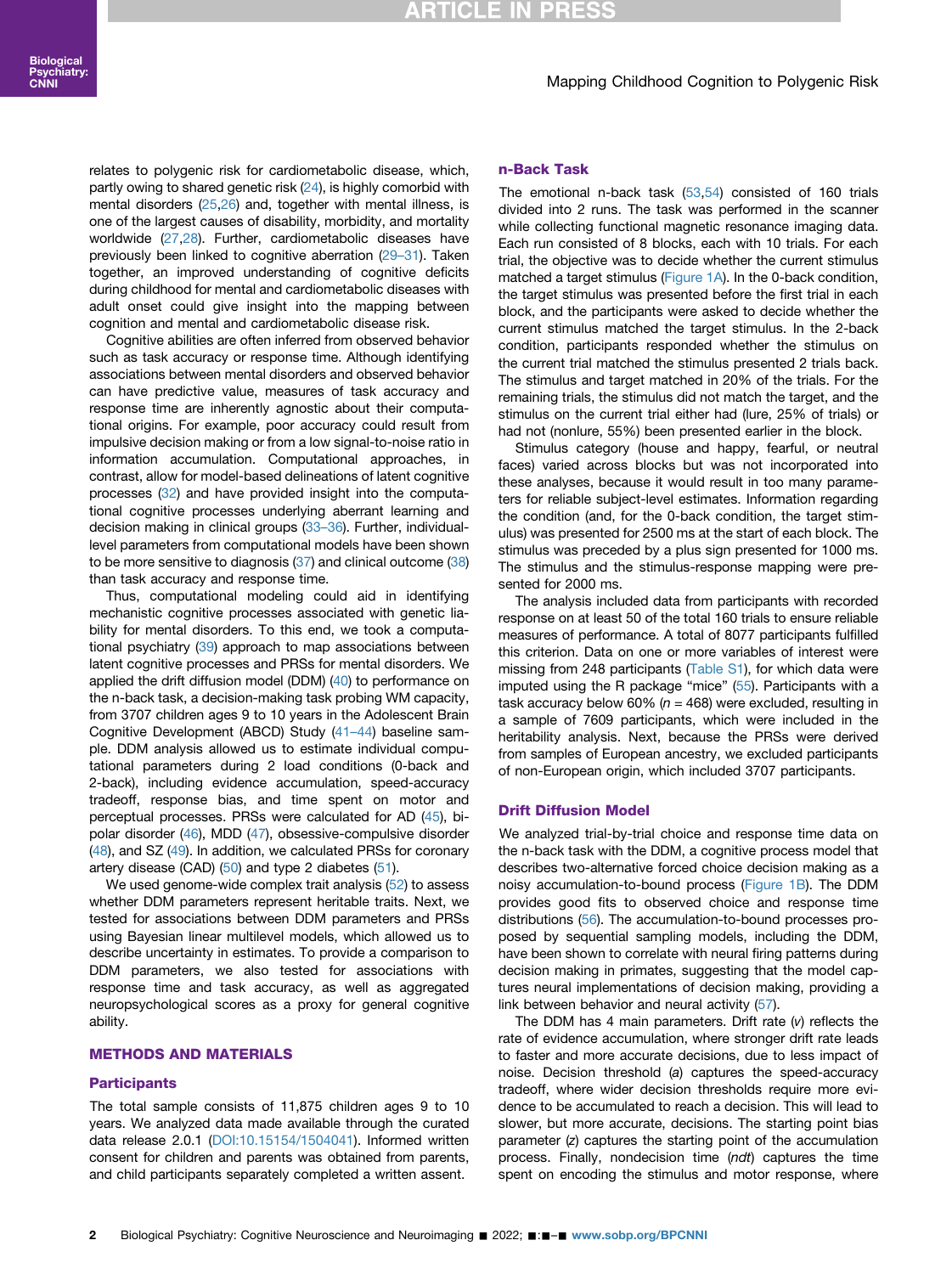relates to polygenic risk for cardiometabolic disease, which, partly owing to shared genetic risk (24), is highly comorbid with mental disorders (25,26) and, together with mental illness, is one of the largest causes of disability, morbidity, and mortality worldwide (27,28). Further, cardiometabolic diseases have previously been linked to cognitive aberration (29–31). Taken together, an improved understanding of cognitive deficits during childhood for mental and cardiometabolic diseases with adult onset could give insight into the mapping between cognition and mental and cardiometabolic disease risk.

Cognitive abilities are often inferred from observed behavior such as task accuracy or response time. Although identifying associations between mental disorders and observed behavior can have predictive value, measures of task accuracy and response time are inherently agnostic about their computational origins. For example, poor accuracy could result from impulsive decision making or from a low signal-to-noise ratio in information accumulation. Computational approaches, in contrast, allow for model-based delineations of latent cognitive processes (32) and have provided insight into the computational cognitive processes underlying aberrant learning and decision making in clinical groups (33–36). Further, individual-level parameters from computational models have been shown to be more sensitive to diagnosis (37) and clinical outcome (38) than task accuracy and response time.

Thus, computational modeling could aid in identifying mechanistic cognitive processes associated with genetic liability for mental disorders. To this end, we took a computational psychiatry (39) approach to map associations between latent cognitive processes and PRSs for mental disorders. We applied the drift diffusion model (DDM) (40) to performance on the n-back task, a decision-making task probing WM capacity, from 3707 children ages 9 to 10 years in the Adolescent Brain Cognitive Development (ABCD) Study (41–44) baseline sample. DDM analysis allowed us to estimate individual computational parameters during 2 load conditions (0-back and 2-back), including evidence accumulation, speed-accuracy tradeoff, response bias, and time spent on motor and perceptual processes. PRSs were calculated for AD (45), bipolar disorder (46), MDD (47), obsessive-compulsive disorder (48), and SZ (49). In addition, we calculated PRSs for coronary artery disease (CAD) (50) and type 2 diabetes (51).

We used genome-wide complex trait analysis (52) to assess whether DDM parameters represent heritable traits. Next, we tested for associations between DDM parameters and PRSs using Bayesian linear multilevel models, which allowed us to describe uncertainty in estimates. To provide a comparison to DDM parameters, we also tested for associations with response time and task accuracy, as well as aggregated neuropsychological scores as a proxy for general cognitive ability.

## METHODS AND MATERIALS

### Participants

The total sample consists of 11,875 children ages 9 to 10 years. We analyzed data made available through the curated data release 2.0.1 (DOI:10.15154/1504041). Informed written consent for children and parents was obtained from parents, and child participants separately completed a written assent.

### n-Back Task

The emotional n-back task (53,54) consisted of 160 trials divided into 2 runs. The task was performed in the scanner while collecting functional magnetic resonance imaging data. Each run consisted of 8 blocks, each with 10 trials. For each trial, the objective was to decide whether the current stimulus matched a target stimulus (Figure 1A). In the 0-back condition, the target stimulus was presented before the first trial in each block, and the participants were asked to decide whether the current stimulus matched the target stimulus. In the 2-back condition, participants responded whether the stimulus on the current trial matched the stimulus presented 2 trials back. The stimulus and target matched in 20% of the trials. For the remaining trials, the stimulus did not match the target, and the stimulus on the current trial either had (lure, 25% of trials) or had not (nonlure, 55%) been presented earlier in the block.

Stimulus category (house and happy, fearful, or neutral faces) varied across blocks but was not incorporated into these analyses, because it would result in too many parameters for reliable subject-level estimates. Information regarding the condition (and, for the 0-back condition, the target stimulus) was presented for 2500 ms at the start of each block. The stimulus was preceded by a plus sign presented for 1000 ms. The stimulus and the stimulus-response mapping were presented for 2000 ms.

The analysis included data from participants with recorded response on at least 50 of the total 160 trials to ensure reliable measures of performance. A total of 8077 participants fulfilled this criterion. Data on one or more variables of interest were missing from 248 participants (Table S1), for which data were imputed using the R package "mice" (55). Participants with a task accuracy below 60% ($n$ = 468) were excluded, resulting in a sample of 7609 participants, which were included in the heritability analysis. Next, because the PRSs were derived from samples of European ancestry, we excluded participants of non-European origin, which included 3707 participants.

### Drift Diffusion Model

We analyzed trial-by-trial choice and response time data on the n-back task with the DDM, a cognitive process model that describes two-alternative forced choice decision making as a noisy accumulation-to-bound process (Figure 1B). The DDM provides good fits to observed choice and response time distributions (56). The accumulation-to-bound processes proposed by sequential sampling models, including the DDM, have been shown to correlate with neural firing patterns during decision making in primates, suggesting that the model captures neural implementations of decision making, providing a link between behavior and neural activity (57).

The DDM has 4 main parameters. Drift rate ($v$) reflects the rate of evidence accumulation, where stronger drift rate leads to faster and more accurate decisions, due to less impact of noise. Decision threshold ($a$) captures the speed-accuracy tradeoff, where wider decision thresholds require more evidence to be accumulated to reach a decision. This will lead to slower, but more accurate, decisions. The starting point bias parameter ($z$) captures the starting point of the accumulation process. Finally, nondecision time ($ndt$) captures the time spent on encoding the stimulus and motor response, where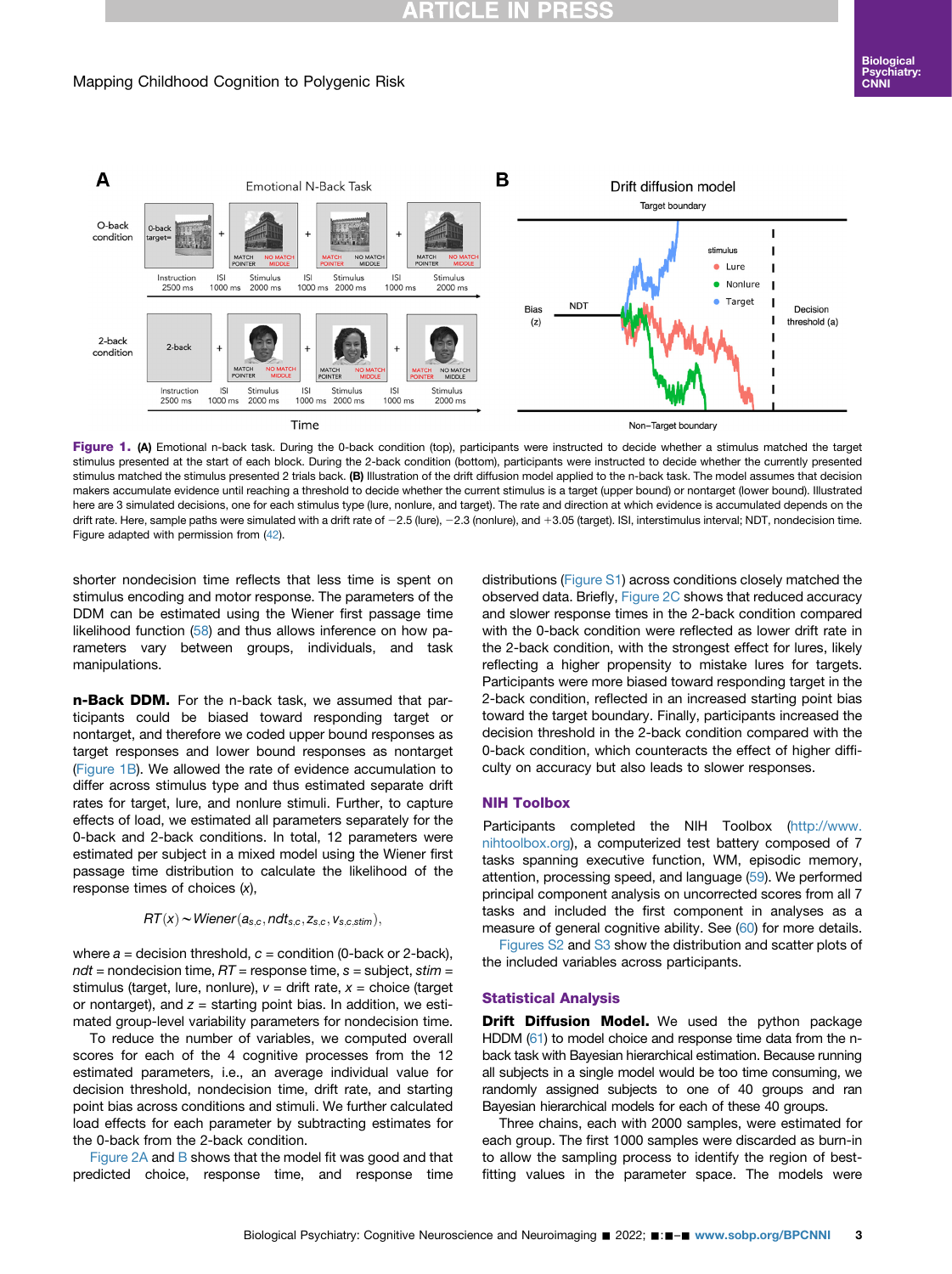**Figure 1.** **(A)** Emotional n-back task. During the 0-back condition (top), participants were instructed to decide whether a stimulus matched the target stimulus presented at the start of each block. During the 2-back condition (bottom), participants were instructed to decide whether the currently presented stimulus matched the stimulus presented 2 trials back. **(B)** Illustration of the drift diffusion model applied to the n-back task. The model assumes that decision makers accumulate evidence until reaching a threshold to decide whether the current stimulus is a target (upper bound) or nontarget (lower bound). Illustrated here are 3 simulated decisions, one for each stimulus type (lure, nonlure, and target). The rate and direction at which evidence is accumulated depends on the drift rate. Here, sample paths were simulated with a drift rate of −2.5 (lure), −2.3 (nonlure), and +3.05 (target). ISI, interstimulus interval; NDT, nondecision time. Figure adapted with permission from (42).

shorter nondecision time reflects that less time is spent on stimulus encoding and motor response. The parameters of the DDM can be estimated using the Wiener first passage time likelihood function (58) and thus allows inference on how parameters vary between groups, individuals, and task manipulations.

**n-Back DDM.** For the n-back task, we assumed that participants could be biased toward responding target or nontarget, and therefore we coded upper bound responses as target responses and lower bound responses as nontarget (Figure 1B). We allowed the rate of evidence accumulation to differ across stimulus type and thus estimated separate drift rates for target, lure, and nonlure stimuli. Further, to capture effects of load, we estimated all parameters separately for the 0-back and 2-back conditions. In total, 12 parameters were estimated per subject in a mixed model using the Wiener first passage time distribution to calculate the likelihood of the response times of choices ($x$),

$$RT(x) \sim Wiener(a_{s,c}, ndt_{s,c}, z_{s,c}, v_{s,c,stim}),$$

where $a$ = decision threshold, $c$ = condition (0-back or 2-back), $ndt$ = nondecision time, $RT$ = response time, $s$ = subject, $stim$ = stimulus (target, lure, nonlure), $v$ = drift rate, $x$ = choice (target or nontarget), and $z$ = starting point bias. In addition, we estimated group-level variability parameters for nondecision time.

To reduce the number of variables, we computed overall scores for each of the 4 cognitive processes from the 12 estimated parameters, i.e., an average individual value for decision threshold, nondecision time, drift rate, and starting point bias across conditions and stimuli. We further calculated load effects for each parameter by subtracting estimates for the 0-back from the 2-back condition.

Figure 2A and B shows that the model fit was good and that predicted choice, response time, and response time distributions (Figure S1) across conditions closely matched the observed data. Briefly, Figure 2C shows that reduced accuracy and slower response times in the 2-back condition compared with the 0-back condition were reflected as lower drift rate in the 2-back condition, with the strongest effect for lures, likely reflecting a higher propensity to mistake lures for targets. Participants were more biased toward responding target in the 2-back condition, reflected in an increased starting point bias toward the target boundary. Finally, participants increased the decision threshold in the 2-back condition compared with the 0-back condition, which counteracts the effect of higher difficulty on accuracy but also leads to slower responses.

### NIH Toolbox

Participants completed the NIH Toolbox (http://www.nihtoolbox.org), a computerized test battery composed of 7 tasks spanning executive function, WM, episodic memory, attention, processing speed, and language (59). We performed principal component analysis on uncorrected scores from all 7 tasks and included the first component in analyses as a measure of general cognitive ability. See (60) for more details. Figures S2 and S3 show the distribution and scatter plots of the included variables across participants.

### Statistical Analysis

**Drift Diffusion Model.** We used the python package HDDM (61) to model choice and response time data from the n-back task with Bayesian hierarchical estimation. Because running all subjects in a single model would be too time consuming, we randomly assigned subjects to one of 40 groups and ran Bayesian hierarchical models for each of these 40 groups.

Three chains, each with 2000 samples, were estimated for each group. The first 1000 samples were discarded as burn-in to allow the sampling process to identify the region of best-fitting values in the parameter space. The models were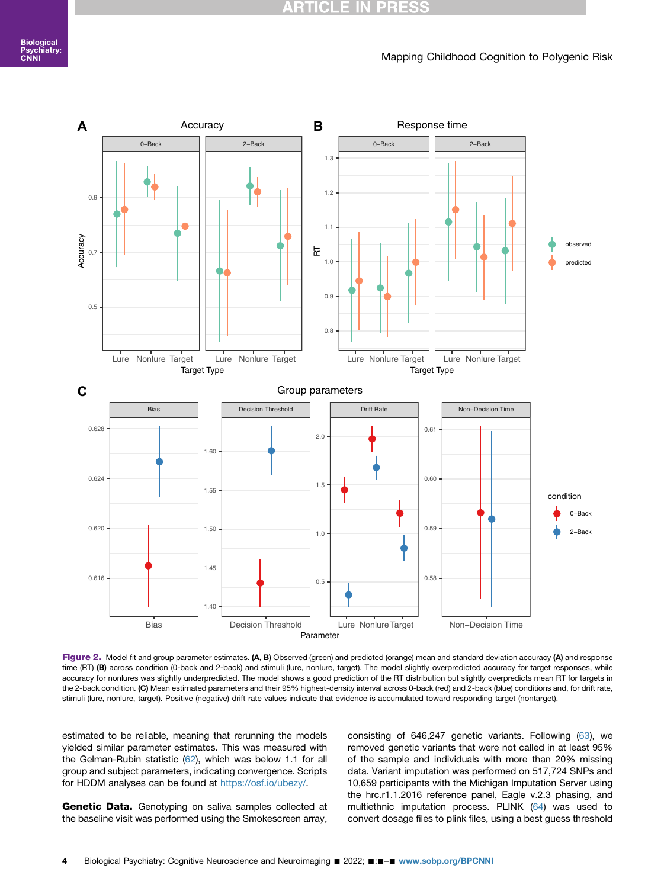**Figure 2.** Model fit and group parameter estimates. **(A, B)** Observed (green) and predicted (orange) mean and standard deviation accuracy **(A)** and response time (RT) **(B)** across condition (0-back and 2-back) and stimuli (lure, nonlure, target). The model slightly overpredicted accuracy for target responses, while accuracy for nonlures was slightly underpredicted. The model shows a good prediction of the RT distribution but slightly overpredicts mean RT for targets in the 2-back condition. **(C)** Mean estimated parameters and their 95% highest-density interval across 0-back (red) and 2-back (blue) conditions and, for drift rate, stimuli (lure, nonlure, target). Positive (negative) drift rate values indicate that evidence is accumulated toward responding target (nontarget).

estimated to be reliable, meaning that rerunning the models yielded similar parameter estimates. This was measured with the Gelman-Rubin statistic (62), which was below 1.1 for all group and subject parameters, indicating convergence. Scripts for HDDM analyses can be found at https://osf.io/ubezy/.

**Genetic Data.** Genotyping on saliva samples collected at the baseline visit was performed using the Smokescreen array, consisting of 646,247 genetic variants. Following (63), we removed genetic variants that were not called in at least 95% of the sample and individuals with more than 20% missing data. Variant imputation was performed on 517,724 SNPs and 10,659 participants with the Michigan Imputation Server using the hrc.r1.1.2016 reference panel, Eagle v.2.3 phasing, and multiethnic imputation process. PLINK (64) was used to convert dosage files to plink files, using a best guess threshold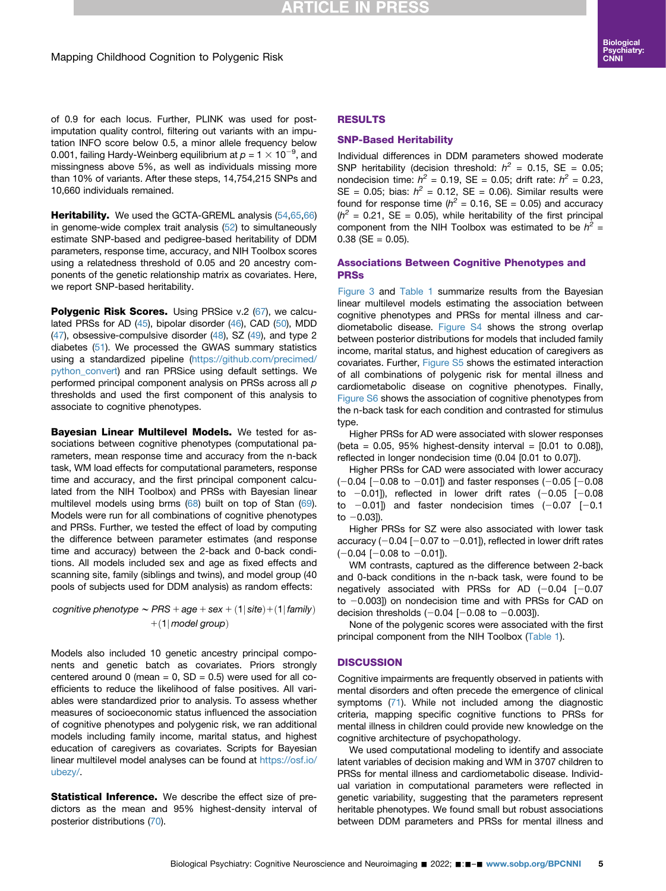of 0.9 for each locus. Further, PLINK was used for post-imputation quality control, filtering out variants with an imputation INFO score below 0.5, a minor allele frequency below 0.001, failing Hardy-Weinberg equilibrium at $p = 1 \times 10^{-9}$, and missingness above 5%, as well as individuals missing more than 10% of variants. After these steps, 14,754,215 SNPs and 10,660 individuals remained.

**Heritability.** We used the GCTA-GREML analysis (54,65,66) in genome-wide complex trait analysis (52) to simultaneously estimate SNP-based and pedigree-based heritability of DDM parameters, response time, accuracy, and NIH Toolbox scores using a relatedness threshold of 0.05 and 20 ancestry components of the genetic relationship matrix as covariates. Here, we report SNP-based heritability.

**Polygenic Risk Scores.** Using PRSice v.2 (67), we calculated PRSs for AD (45), bipolar disorder (46), CAD (50), MDD (47), obsessive-compulsive disorder (48), SZ (49), and type 2 diabetes (51). We processed the GWAS summary statistics using a standardized pipeline (https://github.com/precimed/python_convert) and ran PRSice using default settings. We performed principal component analysis on PRSs across all $p$ thresholds and used the first component of this analysis to associate to cognitive phenotypes.

**Bayesian Linear Multilevel Models.** We tested for associations between cognitive phenotypes (computational parameters, mean response time and accuracy from the n-back task, WM load effects for computational parameters, response time and accuracy, and the first principal component calculated from the NIH Toolbox) and PRSs with Bayesian linear multilevel models using brms (68) built on top of Stan (69). Models were run for all combinations of cognitive phenotypes and PRSs. Further, we tested the effect of load by computing the difference between parameter estimates (and response time and accuracy) between the 2-back and 0-back conditions. All models included sex and age as fixed effects and scanning site, family (siblings and twins), and model group (40 pools of subjects used for DDM analysis) as random effects:

$$cognitive\ phenotype \sim PRS + age + sex + (1|site) + (1|family) + (1|model\ group)$$

Models also included 10 genetic ancestry principal components and genetic batch as covariates. Priors strongly centered around 0 (mean = 0, SD = 0.5) were used for all coefficients to reduce the likelihood of false positives. All variables were standardized prior to analysis. To assess whether measures of socioeconomic status influenced the association of cognitive phenotypes and polygenic risk, we ran additional models including family income, marital status, and highest education of caregivers as covariates. Scripts for Bayesian linear multilevel model analyses can be found at https://osf.io/ubezy/.

**Statistical Inference.** We describe the effect size of predictors as the mean and 95% highest-density interval of posterior distributions (70).

## RESULTS

### SNP-Based Heritability

Individual differences in DDM parameters showed moderate SNP heritability (decision threshold: $h^2$ = 0.15, SE = 0.05; nondecision time: $h^2$ = 0.19, SE = 0.05; drift rate: $h^2$ = 0.23, SE = 0.05; bias: $h^2$ = 0.12, SE = 0.06). Similar results were found for response time ($h^2$ = 0.16, SE = 0.05) and accuracy ($h^2$ = 0.21, SE = 0.05), while heritability of the first principal component from the NIH Toolbox was estimated to be $h^2$ = 0.38 (SE = 0.05).

### Associations Between Cognitive Phenotypes and PRSs

Figure 3 and Table 1 summarize results from the Bayesian linear multilevel models estimating the association between cognitive phenotypes and PRSs for mental illness and cardiometabolic disease. Figure S4 shows the strong overlap between posterior distributions for models that included family income, marital status, and highest education of caregivers as covariates. Further, Figure S5 shows the estimated interaction of all combinations of polygenic risk for mental illness and cardiometabolic disease on cognitive phenotypes. Finally, Figure S6 shows the association of cognitive phenotypes from the n-back task for each condition and contrasted for stimulus type.

Higher PRSs for AD were associated with slower responses (beta = 0.05, 95% highest-density interval = [0.01 to 0.08]), reflected in longer nondecision time (0.04 [0.01 to 0.07]).

Higher PRSs for CAD were associated with lower accuracy (−0.04 [−0.08 to −0.01]) and faster responses (−0.05 [−0.08 to −0.01]), reflected in lower drift rates (−0.05 [−0.08 to −0.01]) and faster nondecision times (−0.07 [−0.1 to −0.03]).

Higher PRSs for SZ were also associated with lower task accuracy (−0.04 [−0.07 to −0.01]), reflected in lower drift rates (−0.04 [−0.08 to −0.01]).

WM contrasts, captured as the difference between 2-back and 0-back conditions in the n-back task, were found to be negatively associated with PRSs for AD (−0.04 [−0.07 to −0.003]) on nondecision time and with PRSs for CAD on decision thresholds (−0.04 [−0.08 to −0.003]).

None of the polygenic scores were associated with the first principal component from the NIH Toolbox (Table 1).

## DISCUSSION

Cognitive impairments are frequently observed in patients with mental disorders and often precede the emergence of clinical symptoms (71). While not included among the diagnostic criteria, mapping specific cognitive functions to PRSs for mental illness in children could provide new knowledge on the cognitive architecture of psychopathology.

We used computational modeling to identify and associate latent variables of decision making and WM in 3707 children to PRSs for mental illness and cardiometabolic disease. Individual variation in computational parameters were reflected in genetic variability, suggesting that the parameters represent heritable phenotypes. We found small but robust associations between DDM parameters and PRSs for mental illness and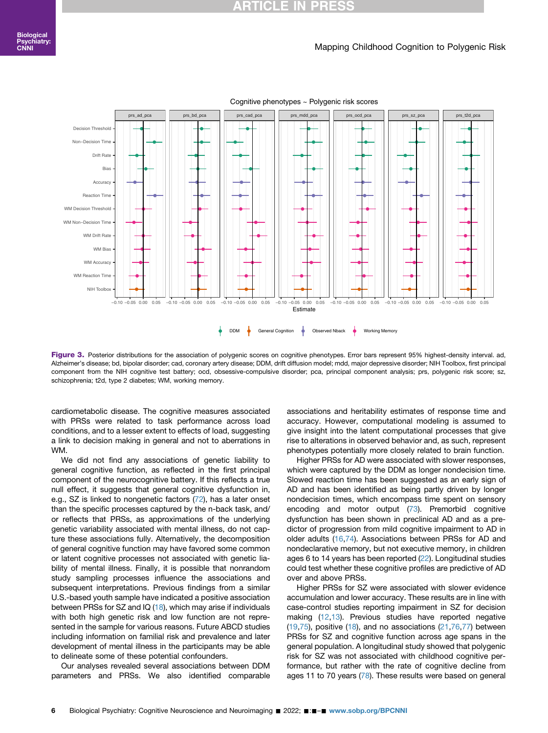**Figure 3.** Posterior distributions for the association of polygenic scores on cognitive phenotypes. Error bars represent 95% highest-density interval. ad, Alzheimer's disease; bd, bipolar disorder; cad, coronary artery disease; DDM, drift diffusion model; mdd, major depressive disorder; NIH Toolbox, first principal component from the NIH cognitive test battery; ocd, obsessive-compulsive disorder; pca, principal component analysis; prs, polygenic risk score; sz, schizophrenia; t2d, type 2 diabetes; WM, working memory.

cardiometabolic disease. The cognitive measures associated with PRSs were related to task performance across load conditions, and to a lesser extent to effects of load, suggesting a link to decision making in general and not to aberrations in WM.

We did not find any associations of genetic liability to general cognitive function, as reflected in the first principal component of the neurocognitive battery. If this reflects a true null effect, it suggests that general cognitive dysfunction in, e.g., SZ is linked to nongenetic factors (72), has a later onset than the specific processes captured by the n-back task, and/or reflects that PRSs, as approximations of the underlying genetic variability associated with mental illness, do not capture these associations fully. Alternatively, the decomposition of general cognitive function may have favored some common or latent cognitive processes not associated with genetic liability of mental illness. Finally, it is possible that nonrandom study sampling processes influence the associations and subsequent interpretations. Previous findings from a similar U.S.-based youth sample have indicated a positive association between PRSs for SZ and IQ (18), which may arise if individuals with both high genetic risk and low function are not represented in the sample for various reasons. Future ABCD studies including information on familial risk and prevalence and later development of mental illness in the participants may be able to delineate some of these potential confounders.

Our analyses revealed several associations between DDM parameters and PRSs. We also identified comparable associations and heritability estimates of response time and accuracy. However, computational modeling is assumed to give insight into the latent computational processes that give rise to alterations in observed behavior and, as such, represent phenotypes potentially more closely related to brain function.

Higher PRSs for AD were associated with slower responses, which were captured by the DDM as longer nondecision time. Slowed reaction time has been suggested as an early sign of AD and has been identified as being partly driven by longer nondecision times, which encompass time spent on sensory encoding and motor output (73). Premorbid cognitive dysfunction has been shown in preclinical AD and as a predictor of progression from mild cognitive impairment to AD in older adults (16,74). Associations between PRSs for AD and nondeclarative memory, but not executive memory, in children ages 6 to 14 years has been reported (22). Longitudinal studies could test whether these cognitive profiles are predictive of AD over and above PRSs.

Higher PRSs for SZ were associated with slower evidence accumulation and lower accuracy. These results are in line with case-control studies reporting impairment in SZ for decision making (12,13). Previous studies have reported negative (19,75), positive (18), and no associations (21,76,77) between PRSs for SZ and cognitive function across age spans in the general population. A longitudinal study showed that polygenic risk for SZ was not associated with childhood cognitive performance, but rather with the rate of cognitive decline from ages 11 to 70 years (78). These results were based on general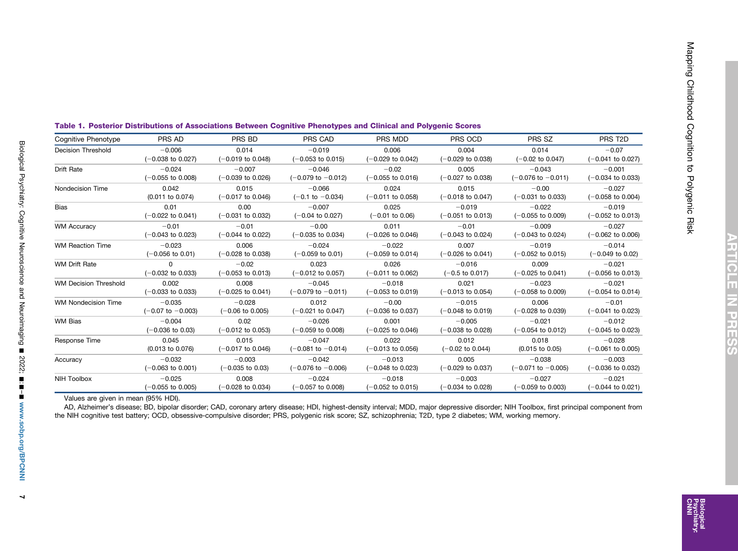**Table 1. Posterior Distributions of Associations Between Cognitive Phenotypes and Clinical and Polygenic Scores**

| Cognitive Phenotype | PRS AD | PRS BD | PRS CAD | PRS MDD | PRS OCD | PRS SZ | PRS T2D |
|---|---|---|---|---|---|---|---|
| Decision Threshold | −0.006 (−0.038 to 0.027) | 0.014 (−0.019 to 0.048) | −0.019 (−0.053 to 0.015) | 0.006 (−0.029 to 0.042) | 0.004 (−0.029 to 0.038) | 0.014 (−0.02 to 0.047) | −0.07 (−0.041 to 0.027) |
| Drift Rate | −0.024 (−0.055 to 0.008) | −0.007 (−0.039 to 0.026) | −0.046 (−0.079 to −0.012) | −0.02 (−0.055 to 0.016) | 0.005 (−0.027 to 0.038) | −0.043 (−0.076 to −0.011) | −0.001 (−0.034 to 0.033) |
| Nondecision Time | 0.042 (0.011 to 0.074) | 0.015 (−0.017 to 0.046) | −0.066 (−0.1 to −0.034) | 0.024 (−0.011 to 0.058) | 0.015 (−0.018 to 0.047) | −0.00 (−0.031 to 0.033) | −0.027 (−0.058 to 0.004) |
| Bias | 0.01 (−0.022 to 0.041) | 0.00 (−0.031 to 0.032) | −0.007 (−0.04 to 0.027) | 0.025 (−0.01 to 0.06) | −0.019 (−0.051 to 0.013) | −0.022 (−0.055 to 0.009) | −0.019 (−0.052 to 0.013) |
| WM Accuracy | −0.01 (−0.043 to 0.023) | −0.01 (−0.044 to 0.022) | −0.00 (−0.035 to 0.034) | 0.011 (−0.026 to 0.046) | −0.01 (−0.043 to 0.024) | −0.009 (−0.043 to 0.024) | −0.027 (−0.062 to 0.006) |
| WM Reaction Time | −0.023 (−0.056 to 0.01) | 0.006 (−0.028 to 0.038) | −0.024 (−0.059 to 0.01) | −0.022 (−0.059 to 0.014) | 0.007 (−0.026 to 0.041) | −0.019 (−0.052 to 0.015) | −0.014 (−0.049 to 0.02) |
| WM Drift Rate | 0 (−0.032 to 0.033) | −0.02 (−0.053 to 0.013) | 0.023 (−0.012 to 0.057) | 0.026 (−0.011 to 0.062) | −0.016 (−0.5 to 0.017) | 0.009 (−0.025 to 0.041) | −0.021 (−0.056 to 0.013) |
| WM Decision Threshold | 0.002 (−0.033 to 0.033) | 0.008 (−0.025 to 0.041) | −0.045 (−0.079 to −0.011) | −0.018 (−0.053 to 0.019) | 0.021 (−0.013 to 0.054) | −0.023 (−0.058 to 0.009) | −0.021 (−0.054 to 0.014) |
| WM Nondecision Time | −0.035 (−0.07 to −0.003) | −0.028 (−0.06 to 0.005) | 0.012 (−0.021 to 0.047) | −0.00 (−0.036 to 0.037) | −0.015 (−0.048 to 0.019) | 0.006 (−0.028 to 0.039) | −0.01 (−0.041 to 0.023) |
| WM Bias | −0.004 (−0.036 to 0.03) | 0.02 (−0.012 to 0.053) | −0.026 (−0.059 to 0.008) | 0.001 (−0.025 to 0.046) | −0.005 (−0.038 to 0.028) | −0.021 (−0.054 to 0.012) | −0.012 (−0.045 to 0.023) |
| Response Time | 0.045 (0.013 to 0.076) | 0.015 (−0.017 to 0.046) | −0.047 (−0.081 to −0.014) | 0.022 (−0.013 to 0.056) | 0.012 (−0.02 to 0.044) | 0.018 (0.015 to 0.05) | −0.028 (−0.061 to 0.005) |
| Accuracy | −0.032 (−0.063 to 0.001) | −0.003 (−0.035 to 0.03) | −0.042 (−0.076 to −0.006) | −0.013 (−0.048 to 0.023) | 0.005 (−0.029 to 0.037) | −0.038 (−0.071 to −0.005) | −0.003 (−0.036 to 0.032) |
| NIH Toolbox | −0.025 (−0.055 to 0.005) | 0.008 (−0.028 to 0.034) | −0.024 (−0.057 to 0.008) | −0.018 (−0.052 to 0.015) | −0.003 (−0.034 to 0.028) | −0.027 (−0.059 to 0.003) | −0.021 (−0.044 to 0.021) |

Values are given in mean (95% HDI).

AD, Alzheimer's disease; BD, bipolar disorder; CAD, coronary artery disease; HDI, highest-density interval; MDD, major depressive disorder; NIH Toolbox, first principal component from the NIH cognitive test battery; OCD, obsessive-compulsive disorder; PRS, polygenic risk score; SZ, schizophrenia; T2D, type 2 diabetes; WM, working memory.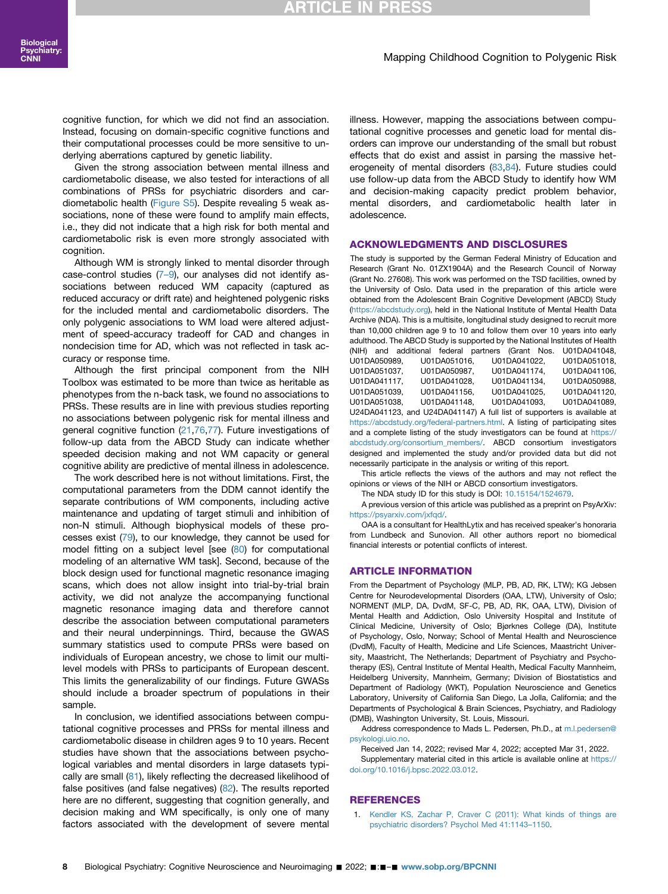cognitive function, for which we did not find an association. Instead, focusing on domain-specific cognitive functions and their computational processes could be more sensitive to underlying aberrations captured by genetic liability.

Given the strong association between mental illness and cardiometabolic disease, we also tested for interactions of all combinations of PRSs for psychiatric disorders and cardiometabolic health (Figure S5). Despite revealing 5 weak associations, none of these were found to amplify main effects, i.e., they did not indicate that a high risk for both mental and cardiometabolic risk is even more strongly associated with cognition.

Although WM is strongly linked to mental disorder through case-control studies (7–9), our analyses did not identify associations between reduced WM capacity (captured as reduced accuracy or drift rate) and heightened polygenic risks for the included mental and cardiometabolic disorders. The only polygenic associations to WM load were altered adjustment of speed-accuracy tradeoff for CAD and changes in nondecision time for AD, which was not reflected in task accuracy or response time.

Although the first principal component from the NIH Toolbox was estimated to be more than twice as heritable as phenotypes from the n-back task, we found no associations to PRSs. These results are in line with previous studies reporting no associations between polygenic risk for mental illness and general cognitive function (21,76,77). Future investigations of follow-up data from the ABCD Study can indicate whether speeded decision making and not WM capacity or general cognitive ability are predictive of mental illness in adolescence.

The work described here is not without limitations. First, the computational parameters from the DDM cannot identify the separate contributions of WM components, including active maintenance and updating of target stimuli and inhibition of non-N stimuli. Although biophysical models of these processes exist (79), to our knowledge, they cannot be used for model fitting on a subject level [see (80) for computational modeling of an alternative WM task]. Second, because of the block design used for functional magnetic resonance imaging scans, which does not allow insight into trial-by-trial brain activity, we did not analyze the accompanying functional magnetic resonance imaging data and therefore cannot describe the association between computational parameters and their neural underpinnings. Third, because the GWAS summary statistics used to compute PRSs were based on individuals of European ancestry, we chose to limit our multilevel models with PRSs to participants of European descent. This limits the generalizability of our findings. Future GWASs should include a broader spectrum of populations in their sample.

In conclusion, we identified associations between computational cognitive processes and PRSs for mental illness and cardiometabolic disease in children ages 9 to 10 years. Recent studies have shown that the associations between psychological variables and mental disorders in large datasets typically are small (81), likely reflecting the decreased likelihood of false positives (and false negatives) (82). The results reported here are no different, suggesting that cognition generally, and decision making and WM specifically, is only one of many factors associated with the development of severe mental illness. However, mapping the associations between computational cognitive processes and genetic load for mental disorders can improve our understanding of the small but robust effects that do exist and assist in parsing the massive heterogeneity of mental disorders (83,84). Future studies could use follow-up data from the ABCD Study to identify how WM and decision-making capacity predict problem behavior, mental disorders, and cardiometabolic health later in adolescence.

## ACKNOWLEDGMENTS AND DISCLOSURES

The study is supported by the German Federal Ministry of Education and Research (Grant No. 01ZX1904A) and the Research Council of Norway (Grant No. 27608). This work was performed on the TSD facilities, owned by the University of Oslo. Data used in the preparation of this article were obtained from the Adolescent Brain Cognitive Development (ABCD) Study (https://abcdstudy.org), held in the National Institute of Mental Health Data Archive (NDA). This is a multisite, longitudinal study designed to recruit more than 10,000 children age 9 to 10 and follow them over 10 years into early adulthood. The ABCD Study is supported by the National Institutes of Health (NIH) and additional federal partners (Grant Nos. U01DA041048, U01DA050989, U01DA051016, U01DA041022, U01DA051018, U01DA051037, U01DA050987, U01DA041174, U01DA041106, U01DA041117, U01DA041028, U01DA041134, U01DA050988, U01DA051039, U01DA041156, U01DA041025, U01DA041120, U01DA051038, U01DA041148, U01DA041093, U01DA041089, U24DA041123, and U24DA041147) A full list of supporters is available at https://abcdstudy.org/federal-partners.html. A listing of participating sites and a complete listing of the study investigators can be found at https://abcdstudy.org/consortium_members/. ABCD consortium investigators designed and implemented the study and/or provided data but did not necessarily participate in the analysis or writing of this report.

This article reflects the views of the authors and may not reflect the opinions or views of the NIH or ABCD consortium investigators.

The NDA study ID for this study is DOI: 10.15154/1524679.

A previous version of this article was published as a preprint on PsyArXiv: https://psyarxiv.com/jxfqd/.

OAA is a consultant for HealthLytix and has received speaker's honoraria from Lundbeck and Sunovion. All other authors report no biomedical financial interests or potential conflicts of interest.

## ARTICLE INFORMATION

From the Department of Psychology (MLP, PB, AD, RK, LTW); KG Jebsen Centre for Neurodevelopmental Disorders (OAA, LTW), University of Oslo; NORMENT (MLP, DA, DvdM, SF-C, PB, AD, RK, OAA, LTW), Division of Mental Health and Addiction, Oslo University Hospital and Institute of Clinical Medicine, University of Oslo; Bjørknes College (DA), Institute of Psychology, Oslo, Norway; School of Mental Health and Neuroscience (DvdM), Faculty of Health, Medicine and Life Sciences, Maastricht University, Maastricht, The Netherlands; Department of Psychiatry and Psychotherapy (ES), Central Institute of Mental Health, Medical Faculty Mannheim, Heidelberg University, Mannheim, Germany; Division of Biostatistics and Department of Radiology (WKT), Population Neuroscience and Genetics Laboratory, University of California San Diego, La Jolla, California; and the Departments of Psychological & Brain Sciences, Psychiatry, and Radiology (DMB), Washington University, St. Louis, Missouri.

Address correspondence to Mads L. Pedersen, Ph.D., at m.l.pedersen@psykologi.uio.no.

Received Jan 14, 2022; revised Mar 4, 2022; accepted Mar 31, 2022.

Supplementary material cited in this article is available online at https://doi.org/10.1016/j.bpsc.2022.03.012.

## REFERENCES

1. Kendler KS, Zachar P, Craver C (2011): What kinds of things are psychiatric disorders? Psychol Med 41:1143–1150.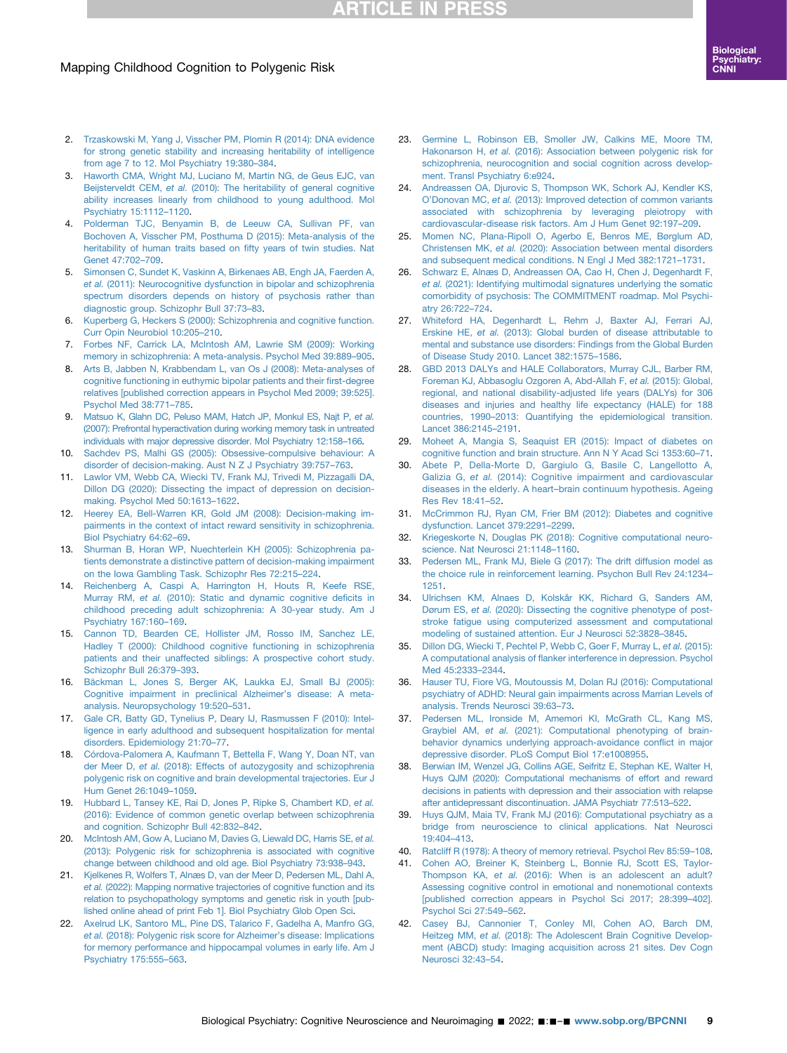2. Trzaskowski M, Yang J, Visscher PM, Plomin R (2014): DNA evidence for strong genetic stability and increasing heritability of intelligence from age 7 to 12. Mol Psychiatry 19:380–384.
3. Haworth CMA, Wright MJ, Luciano M, Martin NG, de Geus EJC, van Beijsterveldt CEM, *et al.* (2010): The heritability of general cognitive ability increases linearly from childhood to young adulthood. Mol Psychiatry 15:1112–1120.
4. Polderman TJC, Benyamin B, de Leeuw CA, Sullivan PF, van Bochoven A, Visscher PM, Posthuma D (2015): Meta-analysis of the heritability of human traits based on fifty years of twin studies. Nat Genet 47:702–709.
5. Simonsen C, Sundet K, Vaskinn A, Birkenaes AB, Engh JA, Faerden A, *et al.* (2011): Neurocognitive dysfunction in bipolar and schizophrenia spectrum disorders depends on history of psychosis rather than diagnostic group. Schizophr Bull 37:73–83.
6. Kuperberg G, Heckers S (2000): Schizophrenia and cognitive function. Curr Opin Neurobiol 10:205–210.
7. Forbes NF, Carrick LA, McIntosh AM, Lawrie SM (2009): Working memory in schizophrenia: A meta-analysis. Psychol Med 39:889–905.
8. Arts B, Jabben N, Krabbendam L, van Os J (2008): Meta-analyses of cognitive functioning in euthymic bipolar patients and their first-degree relatives [published correction appears in Psychol Med 2009; 39:525]. Psychol Med 38:771–785.
9. Matsuo K, Glahn DC, Peluso MAM, Hatch JP, Monkul ES, Najt P, *et al.* (2007): Prefrontal hyperactivation during working memory task in untreated individuals with major depressive disorder. Mol Psychiatry 12:158–166.
10. Sachdev PS, Malhi GS (2005): Obsessive-compulsive behaviour: A disorder of decision-making. Aust N Z J Psychiatry 39:757–763.
11. Lawlor VM, Webb CA, Wiecki TV, Frank MJ, Trivedi M, Pizzagalli DA, Dillon DG (2020): Dissecting the impact of depression on decision-making. Psychol Med 50:1613–1622.
12. Heerey EA, Bell-Warren KR, Gold JM (2008): Decision-making impairments in the context of intact reward sensitivity in schizophrenia. Biol Psychiatry 64:62–69.
13. Shurman B, Horan WP, Nuechterlein KH (2005): Schizophrenia patients demonstrate a distinctive pattern of decision-making impairment on the Iowa Gambling Task. Schizophr Res 72:215–224.
14. Reichenberg A, Caspi A, Harrington H, Houts R, Keefe RSE, Murray RM, *et al.* (2010): Static and dynamic cognitive deficits in childhood preceding adult schizophrenia: A 30-year study. Am J Psychiatry 167:160–169.
15. Cannon TD, Bearden CE, Hollister JM, Rosso IM, Sanchez LE, Hadley T (2000): Childhood cognitive functioning in schizophrenia patients and their unaffected siblings: A prospective cohort study. Schizophr Bull 26:379–393.
16. Bäckman L, Jones S, Berger AK, Laukka EJ, Small BJ (2005): Cognitive impairment in preclinical Alzheimer's disease: A meta-analysis. Neuropsychology 19:520–531.
17. Gale CR, Batty GD, Tynelius P, Deary IJ, Rasmussen F (2010): Intelligence in early adulthood and subsequent hospitalization for mental disorders. Epidemiology 21:70–77.
18. Córdova-Palomera A, Kaufmann T, Bettella F, Wang Y, Doan NT, van der Meer D, *et al.* (2018): Effects of autozygosity and schizophrenia polygenic risk on cognitive and brain developmental trajectories. Eur J Hum Genet 26:1049–1059.
19. Hubbard L, Tansey KE, Rai D, Jones P, Ripke S, Chambert KD, *et al.* (2016): Evidence of common genetic overlap between schizophrenia and cognition. Schizophr Bull 42:832–842.
20. McIntosh AM, Gow A, Luciano M, Davies G, Liewald DC, Harris SE, *et al.* (2013): Polygenic risk for schizophrenia is associated with cognitive change between childhood and old age. Biol Psychiatry 73:938–943.
21. Kjelkenes R, Wolfers T, Alnæs D, van der Meer D, Pedersen ML, Dahl A, *et al.* (2022): Mapping normative trajectories of cognitive function and its relation to psychopathology symptoms and genetic risk in youth [published online ahead of print Feb 1]. Biol Psychiatry Glob Open Sci.
22. Axelrud LK, Santoro ML, Pine DS, Talarico F, Gadelha A, Manfro GG, *et al.* (2018): Polygenic risk score for Alzheimer's disease: Implications for memory performance and hippocampal volumes in early life. Am J Psychiatry 175:555–563.
23. Germine L, Robinson EB, Smoller JW, Calkins ME, Moore TM, Hakonarson H, *et al.* (2016): Association between polygenic risk for schizophrenia, neurocognition and social cognition across development. Transl Psychiatry 6:e924.
24. Andreassen OA, Djurovic S, Thompson WK, Schork AJ, Kendler KS, O'Donovan MC, *et al.* (2013): Improved detection of common variants associated with schizophrenia by leveraging pleiotropy with cardiovascular-disease risk factors. Am J Hum Genet 92:197–209.
25. Momen NC, Plana-Ripoll O, Agerbo E, Benros ME, Børglum AD, Christensen MK, *et al.* (2020): Association between mental disorders and subsequent medical conditions. N Engl J Med 382:1721–1731.
26. Schwarz E, Alnæs D, Andreassen OA, Cao H, Chen J, Degenhardt F, *et al.* (2021): Identifying multimodal signatures underlying the somatic comorbidity of psychosis: The COMMITMENT roadmap. Mol Psychiatry 26:722–724.
27. Whiteford HA, Degenhardt L, Rehm J, Baxter AJ, Ferrari AJ, Erskine HE, *et al.* (2013): Global burden of disease attributable to mental and substance use disorders: Findings from the Global Burden of Disease Study 2010. Lancet 382:1575–1586.
28. GBD 2013 DALYs and HALE Collaborators, Murray CJL, Barber RM, Foreman KJ, Abbasoglu Ozgoren A, Abd-Allah F, *et al.* (2015): Global, regional, and national disability-adjusted life years (DALYs) for 306 diseases and injuries and healthy life expectancy (HALE) for 188 countries, 1990–2013: Quantifying the epidemiological transition. Lancet 386:2145–2191.
29. Moheet A, Mangia S, Seaquist ER (2015): Impact of diabetes on cognitive function and brain structure. Ann N Y Acad Sci 1353:60–71.
30. Abete P, Della-Morte D, Gargiulo G, Basile C, Langellotto A, Galizia G, *et al.* (2014): Cognitive impairment and cardiovascular diseases in the elderly. A heart–brain continuum hypothesis. Ageing Res Rev 18:41–52.
31. McCrimmon RJ, Ryan CM, Frier BM (2012): Diabetes and cognitive dysfunction. Lancet 379:2291–2299.
32. Kriegeskorte N, Douglas PK (2018): Cognitive computational neuroscience. Nat Neurosci 21:1148–1160.
33. Pedersen ML, Frank MJ, Biele G (2017): The drift diffusion model as the choice rule in reinforcement learning. Psychon Bull Rev 24:1234–1251.
34. Ulrichsen KM, Alnaes D, Kolskår KK, Richard G, Sanders AM, Dørum ES, *et al.* (2020): Dissecting the cognitive phenotype of post-stroke fatigue using computerized assessment and computational modeling of sustained attention. Eur J Neurosci 52:3828–3845.
35. Dillon DG, Wiecki T, Pechtel P, Webb C, Goer F, Murray L, *et al.* (2015): A computational analysis of flanker interference in depression. Psychol Med 45:2333–2344.
36. Hauser TU, Fiore VG, Moutoussis M, Dolan RJ (2016): Computational psychiatry of ADHD: Neural gain impairments across Marrian Levels of analysis. Trends Neurosci 39:63–73.
37. Pedersen ML, Ironside M, Amemori KI, McGrath CL, Kang MS, Graybiel AM, *et al.* (2021): Computational phenotyping of brain-behavior dynamics underlying approach-avoidance conflict in major depressive disorder. PLoS Comput Biol 17:e1008955.
38. Berwian IM, Wenzel JG, Collins AGE, Seifritz E, Stephan KE, Walter H, Huys QJM (2020): Computational mechanisms of effort and reward decisions in patients with depression and their association with relapse after antidepressant discontinuation. JAMA Psychiatr 77:513–522.
39. Huys QJM, Maia TV, Frank MJ (2016): Computational psychiatry as a bridge from neuroscience to clinical applications. Nat Neurosci 19:404–413.
40. Ratcliff R (1978): A theory of memory retrieval. Psychol Rev 85:59–108.
41. Cohen AO, Breiner K, Steinberg L, Bonnie RJ, Scott ES, Taylor-Thompson KA, *et al.* (2016): When is an adolescent an adult? Assessing cognitive control in emotional and nonemotional contexts [published correction appears in Psychol Sci 2017; 28:399–402]. Psychol Sci 27:549–562.
42. Casey BJ, Cannonier T, Conley MI, Cohen AO, Barch DM, Heitzeg MM, *et al.* (2018): The Adolescent Brain Cognitive Development (ABCD) study: Imaging acquisition across 21 sites. Dev Cogn Neurosci 32:43–54.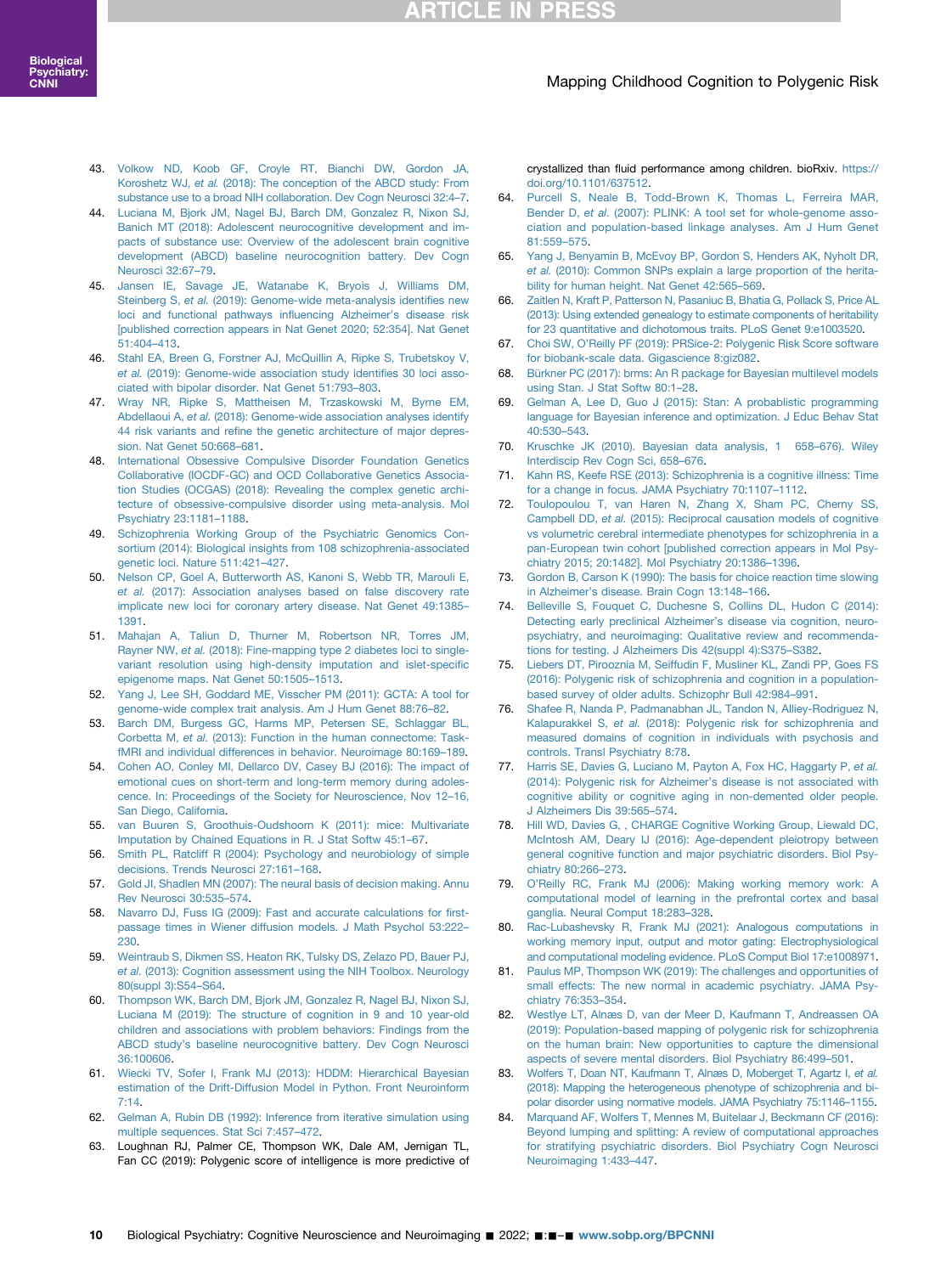43. Volkow ND, Koob GF, Croyle RT, Bianchi DW, Gordon JA, Koroshetz WJ, *et al.* (2018): The conception of the ABCD study: From substance use to a broad NIH collaboration. Dev Cogn Neurosci 32:4–7.
44. Luciana M, Bjork JM, Nagel BJ, Barch DM, Gonzalez R, Nixon SJ, Banich MT (2018): Adolescent neurocognitive development and impacts of substance use: Overview of the adolescent brain cognitive development (ABCD) baseline neurocognition battery. Dev Cogn Neurosci 32:67–79.
45. Jansen IE, Savage JE, Watanabe K, Bryois J, Williams DM, Steinberg S, *et al.* (2019): Genome-wide meta-analysis identifies new loci and functional pathways influencing Alzheimer's disease risk [published correction appears in Nat Genet 2020; 52:354]. Nat Genet 51:404–413.
46. Stahl EA, Breen G, Forstner AJ, McQuillin A, Ripke S, Trubetskoy V, *et al.* (2019): Genome-wide association study identifies 30 loci associated with bipolar disorder. Nat Genet 51:793–803.
47. Wray NR, Ripke S, Mattheisen M, Trzaskowski M, Byrne EM, Abdellaoui A, *et al.* (2018): Genome-wide association analyses identify 44 risk variants and refine the genetic architecture of major depression. Nat Genet 50:668–681.
48. International Obsessive Compulsive Disorder Foundation Genetics Collaborative (IOCDF-GC) and OCD Collaborative Genetics Association Studies (OCGAS) (2018): Revealing the complex genetic architecture of obsessive-compulsive disorder using meta-analysis. Mol Psychiatry 23:1181–1188.
49. Schizophrenia Working Group of the Psychiatric Genomics Consortium (2014): Biological insights from 108 schizophrenia-associated genetic loci. Nature 511:421–427.
50. Nelson CP, Goel A, Butterworth AS, Kanoni S, Webb TR, Marouli E, *et al.* (2017): Association analyses based on false discovery rate implicate new loci for coronary artery disease. Nat Genet 49:1385–1391.
51. Mahajan A, Taliun D, Thurner M, Robertson NR, Torres JM, Rayner NW, *et al.* (2018): Fine-mapping type 2 diabetes loci to single-variant resolution using high-density imputation and islet-specific epigenome maps. Nat Genet 50:1505–1513.
52. Yang J, Lee SH, Goddard ME, Visscher PM (2011): GCTA: A tool for genome-wide complex trait analysis. Am J Hum Genet 88:76–82.
53. Barch DM, Burgess GC, Harms MP, Petersen SE, Schlaggar BL, Corbetta M, *et al.* (2013): Function in the human connectome: Task-fMRI and individual differences in behavior. Neuroimage 80:169–189.
54. Cohen AO, Conley MI, Dellarco DV, Casey BJ (2016): The impact of emotional cues on short-term and long-term memory during adolescence. In: Proceedings of the Society for Neuroscience, Nov 12–16, San Diego, California.
55. van Buuren S, Groothuis-Oudshoorn K (2011): mice: Multivariate Imputation by Chained Equations in R. J Stat Softw 45:1–67.
56. Smith PL, Ratcliff R (2004): Psychology and neurobiology of simple decisions. Trends Neurosci 27:161–168.
57. Gold JI, Shadlen MN (2007): The neural basis of decision making. Annu Rev Neurosci 30:535–574.
58. Navarro DJ, Fuss IG (2009): Fast and accurate calculations for first-passage times in Wiener diffusion models. J Math Psychol 53:222–230.
59. Weintraub S, Dikmen SS, Heaton RK, Tulsky DS, Zelazo PD, Bauer PJ, *et al.* (2013): Cognition assessment using the NIH Toolbox. Neurology 80(suppl 3):S54–S64.
60. Thompson WK, Barch DM, Bjork JM, Gonzalez R, Nagel BJ, Nixon SJ, Luciana M (2019): The structure of cognition in 9 and 10 year-old children and associations with problem behaviors: Findings from the ABCD study's baseline neurocognitive battery. Dev Cogn Neurosci 36:100606.
61. Wiecki TV, Sofer I, Frank MJ (2013): HDDM: Hierarchical Bayesian estimation of the Drift-Diffusion Model in Python. Front Neuroinform 7:14.
62. Gelman A, Rubin DB (1992): Inference from iterative simulation using multiple sequences. Stat Sci 7:457–472.
63. Loughnan RJ, Palmer CE, Thompson WK, Dale AM, Jernigan TL, Fan CC (2019): Polygenic score of intelligence is more predictive of crystallized than fluid performance among children. bioRxiv. https://doi.org/10.1101/637512.
64. Purcell S, Neale B, Todd-Brown K, Thomas L, Ferreira MAR, Bender D, *et al.* (2007): PLINK: A tool set for whole-genome association and population-based linkage analyses. Am J Hum Genet 81:559–575.
65. Yang J, Benyamin B, McEvoy BP, Gordon S, Henders AK, Nyholt DR, *et al.* (2010): Common SNPs explain a large proportion of the heritability for human height. Nat Genet 42:565–569.
66. Zaitlen N, Kraft P, Patterson N, Pasaniuc B, Bhatia G, Pollack S, Price AL (2013): Using extended genealogy to estimate components of heritability for 23 quantitative and dichotomous traits. PLoS Genet 9:e1003520.
67. Choi SW, O'Reilly PF (2019): PRSice-2: Polygenic Risk Score software for biobank-scale data. Gigascience 8:giz082.
68. Bürkner PC (2017): brms: An R package for Bayesian multilevel models using Stan. J Stat Softw 80:1–28.
69. Gelman A, Lee D, Guo J (2015): Stan: A probabilistic programming language for Bayesian inference and optimization. J Educ Behav Stat 40:530–543.
70. Kruschke JK (2010). Bayesian data analysis, 1 658–676). Wiley Interdiscip Rev Cogn Sci, 658–676.
71. Kahn RS, Keefe RSE (2013): Schizophrenia is a cognitive illness: Time for a change in focus. JAMA Psychiatry 70:1107–1112.
72. Toulopoulou T, van Haren N, Zhang X, Sham PC, Cherny SS, Campbell DD, *et al.* (2015): Reciprocal causation models of cognitive vs volumetric cerebral intermediate phenotypes for schizophrenia in a pan-European twin cohort [published correction appears in Mol Psychiatry 2015; 20:1482]. Mol Psychiatry 20:1386–1396.
73. Gordon B, Carson K (1990): The basis for choice reaction time slowing in Alzheimer's disease. Brain Cogn 13:148–166.
74. Belleville S, Fouquet C, Duchesne S, Collins DL, Hudon C (2014): Detecting early preclinical Alzheimer's disease via cognition, neuropsychiatry, and neuroimaging: Qualitative review and recommendations for testing. J Alzheimers Dis 42(suppl 4):S375–S382.
75. Liebers DT, Pirooznia M, Seiffudin F, Musliner KL, Zandi PP, Goes FS (2016): Polygenic risk of schizophrenia and cognition in a population-based survey of older adults. Schizophr Bull 42:984–991.
76. Shafee R, Nanda P, Padmanabhan JL, Tandon N, Alliey-Rodriguez N, Kalapurakkel S, *et al.* (2018): Polygenic risk for schizophrenia and measured domains of cognition in individuals with psychosis and controls. Transl Psychiatry 8:78.
77. Harris SE, Davies G, Luciano M, Payton A, Fox HC, Haggarty P, *et al.* (2014): Polygenic risk for Alzheimer's disease is not associated with cognitive ability or cognitive aging in non-demented older people. J Alzheimers Dis 39:565–574.
78. Hill WD, Davies G, , CHARGE Cognitive Working Group, Liewald DC, McIntosh AM, Deary IJ (2016): Age-dependent pleiotropy between general cognitive function and major psychiatric disorders. Biol Psychiatry 80:266–273.
79. O'Reilly RC, Frank MJ (2006): Making working memory work: A computational model of learning in the prefrontal cortex and basal ganglia. Neural Comput 18:283–328.
80. Rac-Lubashevsky R, Frank MJ (2021): Analogous computations in working memory input, output and motor gating: Electrophysiological and computational modeling evidence. PLoS Comput Biol 17:e1008971.
81. Paulus MP, Thompson WK (2019): The challenges and opportunities of small effects: The new normal in academic psychiatry. JAMA Psychiatry 76:353–354.
82. Westlye LT, Alnæs D, van der Meer D, Kaufmann T, Andreassen OA (2019): Population-based mapping of polygenic risk for schizophrenia on the human brain: New opportunities to capture the dimensional aspects of severe mental disorders. Biol Psychiatry 86:499–501.
83. Wolfers T, Doan NT, Kaufmann T, Alnæs D, Moberget T, Agartz I, *et al.* (2018): Mapping the heterogeneous phenotype of schizophrenia and bipolar disorder using normative models. JAMA Psychiatry 75:1146–1155.
84. Marquand AF, Wolfers T, Mennes M, Buitelaar J, Beckmann CF (2016): Beyond lumping and splitting: A review of computational approaches for stratifying psychiatric disorders. Biol Psychiatry Cogn Neurosci Neuroimaging 1:433–447.